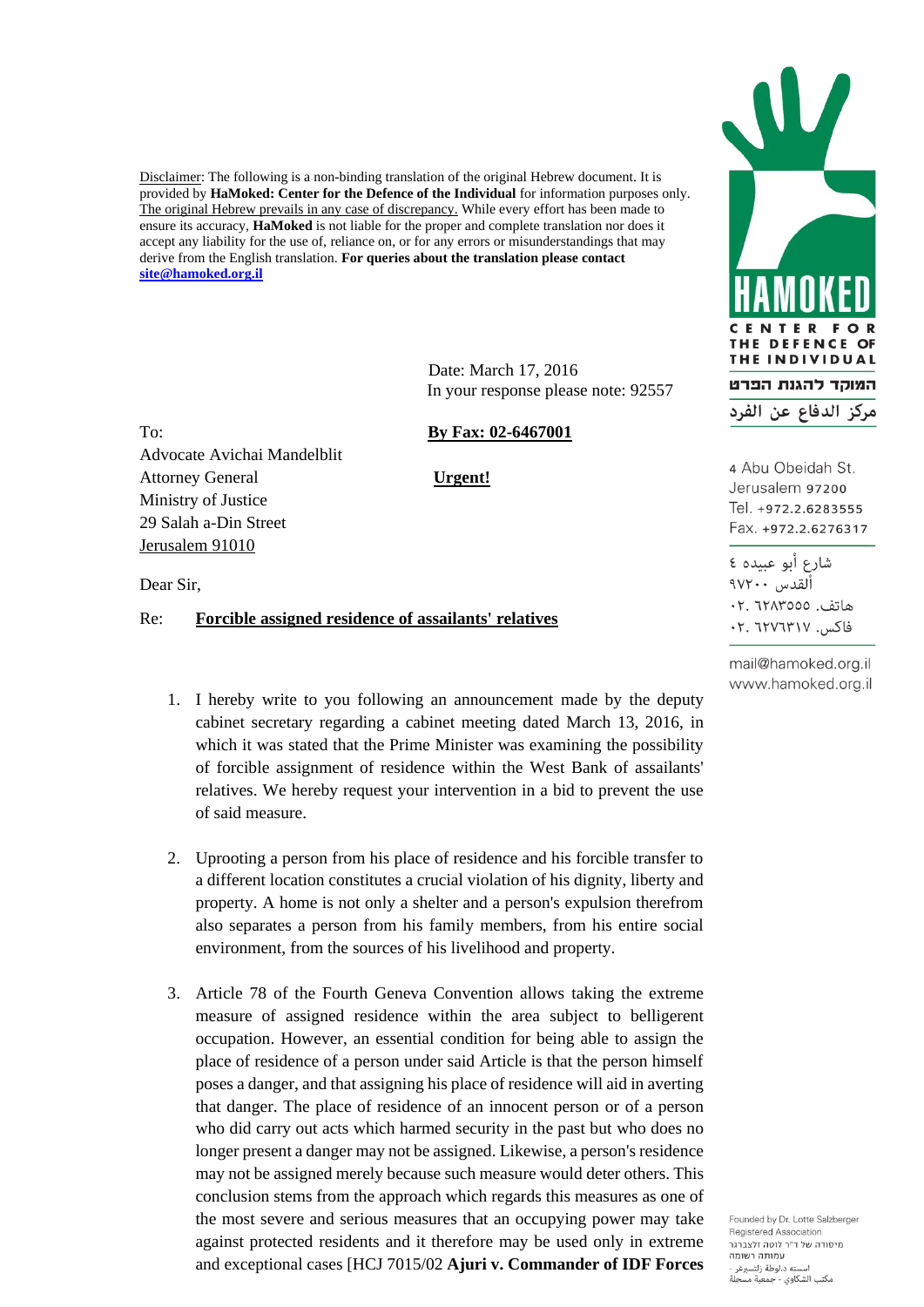Disclaimer: The following is a non-binding translation of the original Hebrew document. It is provided by **HaMoked: Center for the Defence of the Individual** for information purposes only. The original Hebrew prevails in any case of discrepancy. While every effort has been made to ensure its accuracy, **HaMoked** is not liable for the proper and complete translation nor does it accept any liability for the use of, reliance on, or for any errors or misunderstandings that may derive from the English translation. **For queries about the translation please contact site@hamoked.org.il**

HAMOKED
CENTER FOR THE DEFENCE OF THE INDIVIDUAL
המוקד להגנת הפרט
مركز الدفاع عن الفرد

4 Abu Obeidah St.
Jerusalem 97200
Tel. +972.2.6283555
Fax. +972.2.6276317

شارع أبو عبيده ٤
ألقدس ٩٧٢٠٠
هاتف. ٠٢. ٦٢٨٣٥٥٥
فاكس. ٠٢. ٦٢٧٦٣١٧

mail@hamoked.org.il
www.hamoked.org.il

Date: March 17, 2016
In your response please note: 92557

To:
Advocate Avichai Mandelblit
Attorney General
Ministry of Justice
29 Salah a-Din Street
Jerusalem 91010

**By Fax: 02-6467001**

**Urgent!**

Dear Sir,

Re: **Forcible assigned residence of assailants' relatives**

1. I hereby write to you following an announcement made by the deputy cabinet secretary regarding a cabinet meeting dated March 13, 2016, in which it was stated that the Prime Minister was examining the possibility of forcible assignment of residence within the West Bank of assailants' relatives. We hereby request your intervention in a bid to prevent the use of said measure.

2. Uprooting a person from his place of residence and his forcible transfer to a different location constitutes a crucial violation of his dignity, liberty and property. A home is not only a shelter and a person's expulsion therefrom also separates a person from his family members, from his entire social environment, from the sources of his livelihood and property.

3. Article 78 of the Fourth Geneva Convention allows taking the extreme measure of assigned residence within the area subject to belligerent occupation. However, an essential condition for being able to assign the place of residence of a person under said Article is that the person himself poses a danger, and that assigning his place of residence will aid in averting that danger. The place of residence of an innocent person or of a person who did carry out acts which harmed security in the past but who does no longer present a danger may not be assigned. Likewise, a person's residence may not be assigned merely because such measure would deter others. This conclusion stems from the approach which regards this measures as one of the most severe and serious measures that an occupying power may take against protected residents and it therefore may be used only in extreme and exceptional cases [HCJ 7015/02 **Ajuri v. Commander of IDF Forces**

Founded by Dr. Lotte Salzberger
Registered Association
מיסודה של ד"ר לוטה זלצברגר
עמותה רשומה
اسسته د.لوطة زلتسبرغر -
مكتب الشكاوي - جمعية مسجلة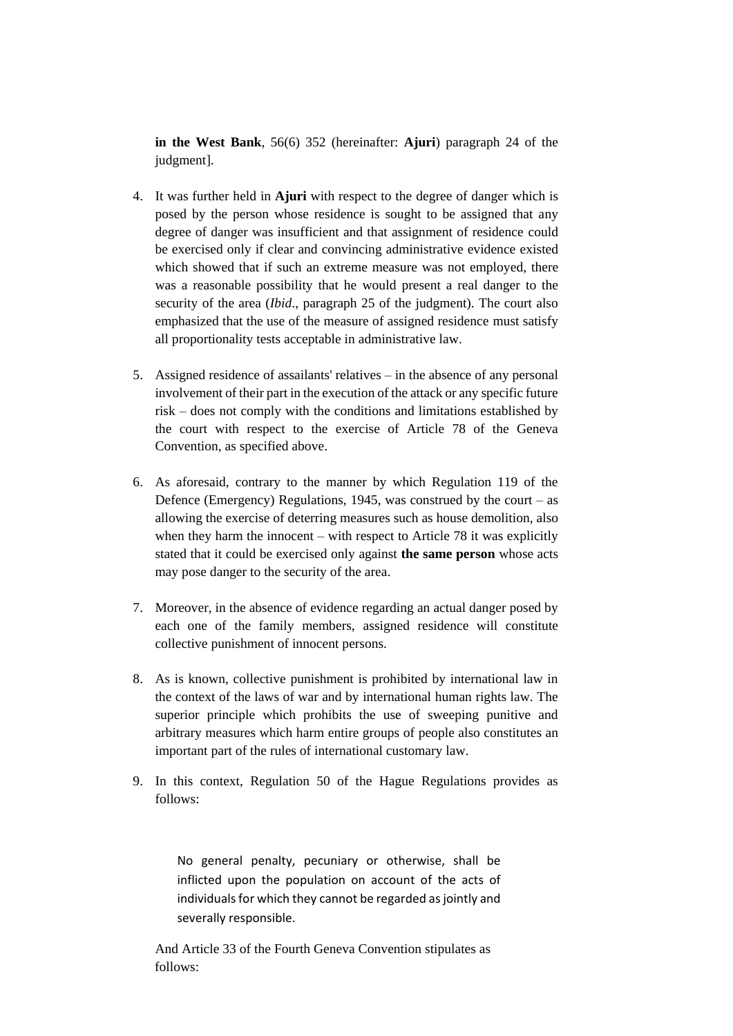**in the West Bank**, 56(6) 352 (hereinafter: **Ajuri**) paragraph 24 of the judgment].

4. It was further held in **Ajuri** with respect to the degree of danger which is posed by the person whose residence is sought to be assigned that any degree of danger was insufficient and that assignment of residence could be exercised only if clear and convincing administrative evidence existed which showed that if such an extreme measure was not employed, there was a reasonable possibility that he would present a real danger to the security of the area (*Ibid*., paragraph 25 of the judgment). The court also emphasized that the use of the measure of assigned residence must satisfy all proportionality tests acceptable in administrative law.

5. Assigned residence of assailants' relatives – in the absence of any personal involvement of their part in the execution of the attack or any specific future risk – does not comply with the conditions and limitations established by the court with respect to the exercise of Article 78 of the Geneva Convention, as specified above.

6. As aforesaid, contrary to the manner by which Regulation 119 of the Defence (Emergency) Regulations, 1945, was construed by the court – as allowing the exercise of deterring measures such as house demolition, also when they harm the innocent – with respect to Article 78 it was explicitly stated that it could be exercised only against **the same person** whose acts may pose danger to the security of the area.

7. Moreover, in the absence of evidence regarding an actual danger posed by each one of the family members, assigned residence will constitute collective punishment of innocent persons.

8. As is known, collective punishment is prohibited by international law in the context of the laws of war and by international human rights law. The superior principle which prohibits the use of sweeping punitive and arbitrary measures which harm entire groups of people also constitutes an important part of the rules of international customary law.

9. In this context, Regulation 50 of the Hague Regulations provides as follows:

> No general penalty, pecuniary or otherwise, shall be inflicted upon the population on account of the acts of individuals for which they cannot be regarded as jointly and severally responsible.

And Article 33 of the Fourth Geneva Convention stipulates as follows: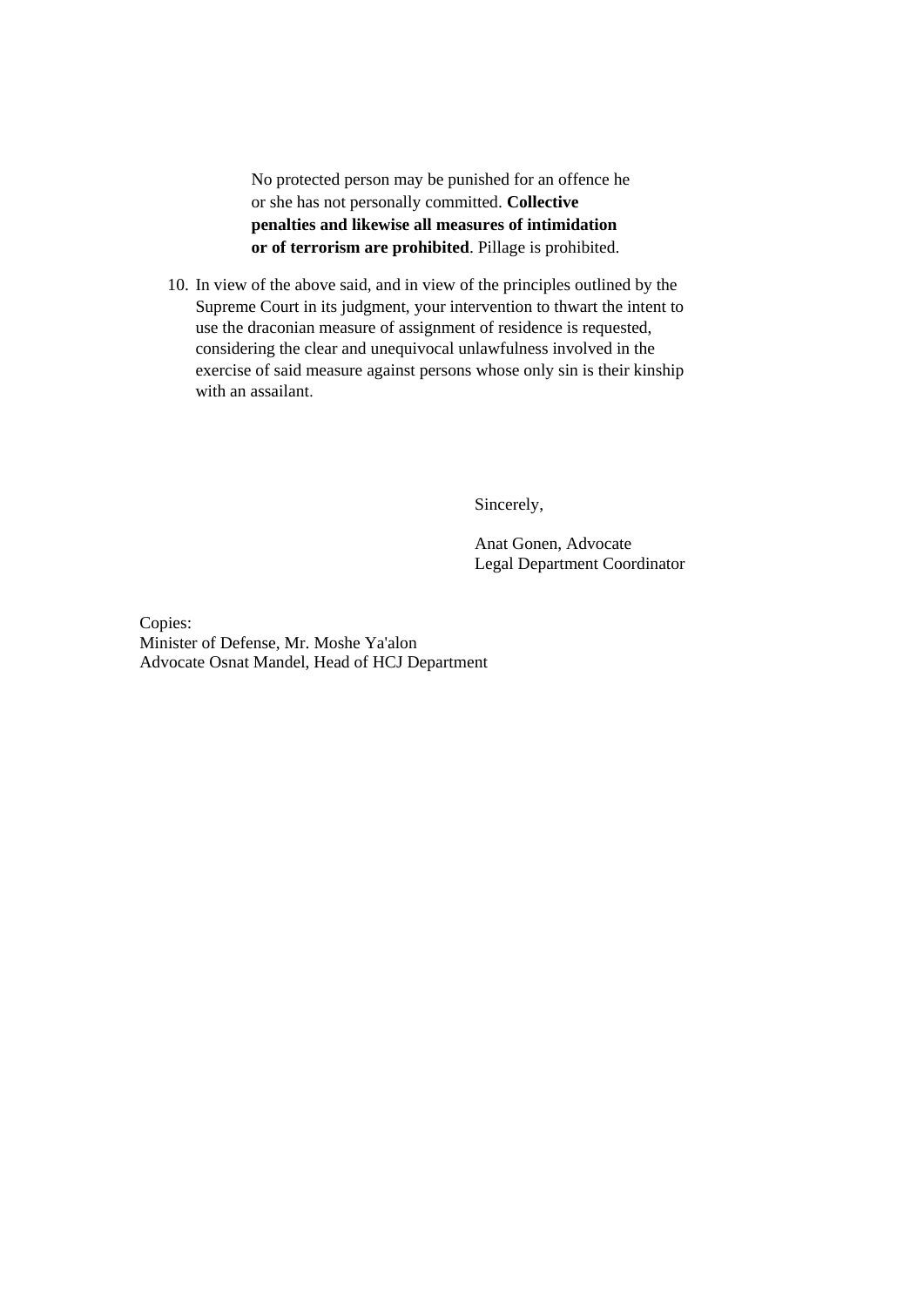> No protected person may be punished for an offence he or she has not personally committed. **Collective penalties and likewise all measures of intimidation or of terrorism are prohibited**. Pillage is prohibited.

10. In view of the above said, and in view of the principles outlined by the Supreme Court in its judgment, your intervention to thwart the intent to use the draconian measure of assignment of residence is requested, considering the clear and unequivocal unlawfulness involved in the exercise of said measure against persons whose only sin is their kinship with an assailant.

Sincerely,

Anat Gonen, Advocate
Legal Department Coordinator

Copies:
Minister of Defense, Mr. Moshe Ya'alon
Advocate Osnat Mandel, Head of HCJ Department